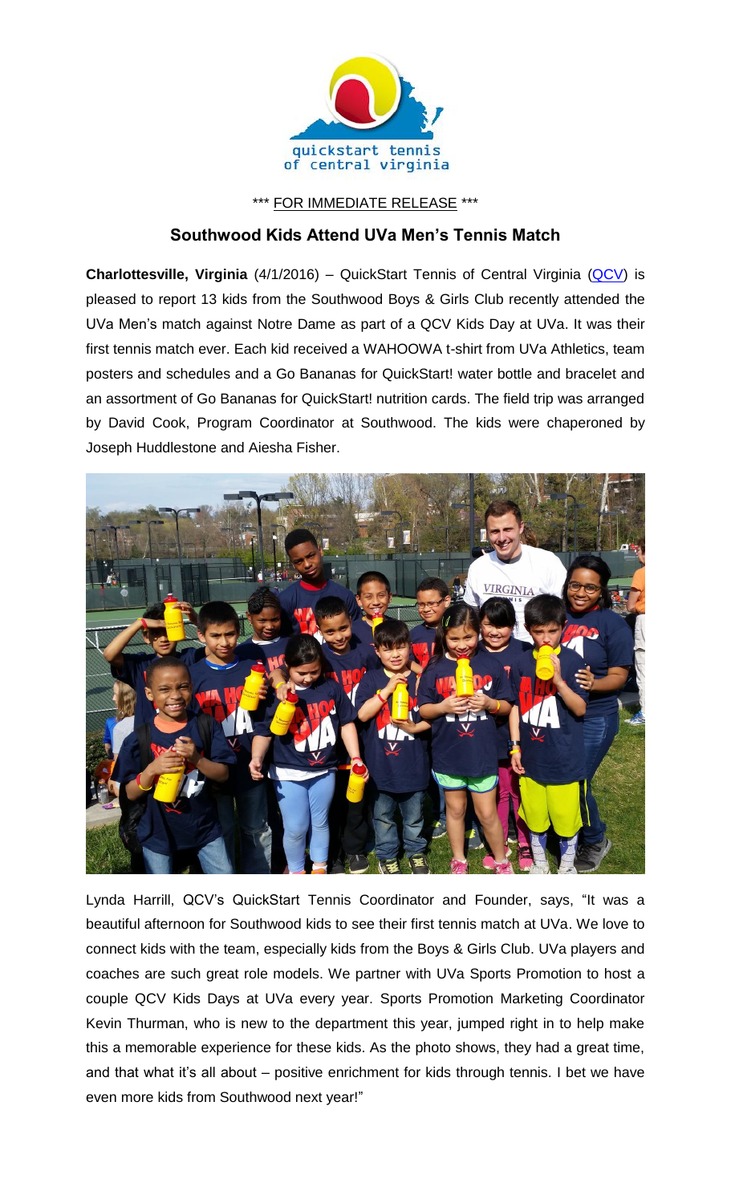quickstart tennis of central virginia

\*\*\* FOR IMMEDIATE RELEASE \*\*\*

## Southwood Kids Attend UVa Men's Tennis Match

**Charlottesville, Virginia** (4/1/2016) – QuickStart Tennis of Central Virginia (QCV) is pleased to report 13 kids from the Southwood Boys & Girls Club recently attended the UVa Men's match against Notre Dame as part of a QCV Kids Day at UVa. It was their first tennis match ever. Each kid received a WAHOOWA t-shirt from UVa Athletics, team posters and schedules and a Go Bananas for QuickStart! water bottle and bracelet and an assortment of Go Bananas for QuickStart! nutrition cards. The field trip was arranged by David Cook, Program Coordinator at Southwood. The kids were chaperoned by Joseph Huddlestone and Aiesha Fisher.

Lynda Harrill, QCV's QuickStart Tennis Coordinator and Founder, says, "It was a beautiful afternoon for Southwood kids to see their first tennis match at UVa. We love to connect kids with the team, especially kids from the Boys & Girls Club. UVa players and coaches are such great role models. We partner with UVa Sports Promotion to host a couple QCV Kids Days at UVa every year. Sports Promotion Marketing Coordinator Kevin Thurman, who is new to the department this year, jumped right in to help make this a memorable experience for these kids. As the photo shows, they had a great time, and that what it's all about – positive enrichment for kids through tennis. I bet we have even more kids from Southwood next year!"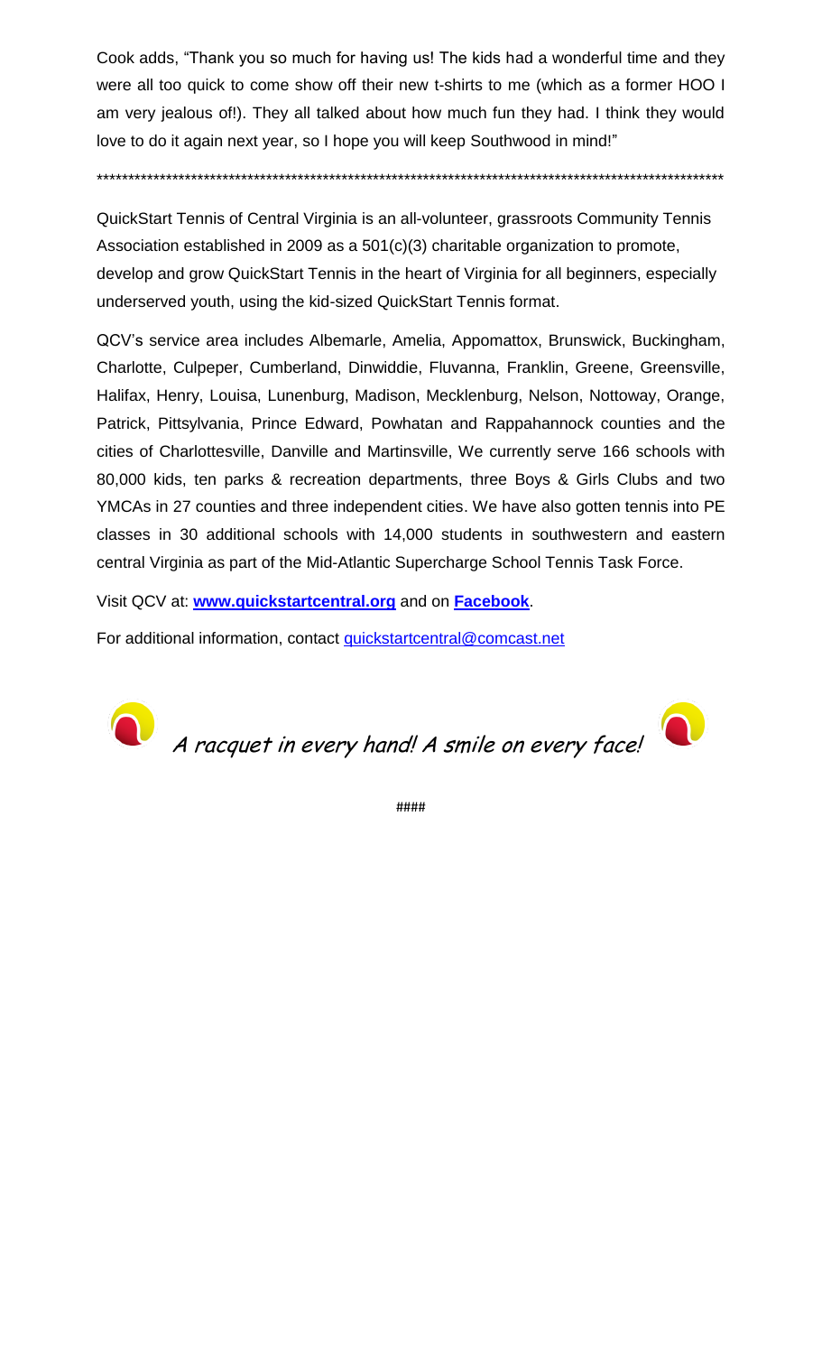Cook adds, "Thank you so much for having us! The kids had a wonderful time and they were all too quick to come show off their new t-shirts to me (which as a former HOO I am very jealous of!). They all talked about how much fun they had. I think they would love to do it again next year, so I hope you will keep Southwood in mind!"

\*\*\*\*\*\*\*\*\*\*\*\*\*\*\*\*\*\*\*\*\*\*\*\*\*\*\*\*\*\*\*\*\*\*\*\*\*\*\*\*\*\*\*\*\*\*\*\*\*\*\*\*\*\*\*\*\*\*\*\*\*\*\*\*\*\*\*\*\*\*\*\*\*\*\*\*\*\*\*\*\*\*\*\*\*\*\*\*\*\*\*\*\*\*\*\*\*\*\*\*

QuickStart Tennis of Central Virginia is an all-volunteer, grassroots Community Tennis Association established in 2009 as a 501(c)(3) charitable organization to promote, develop and grow QuickStart Tennis in the heart of Virginia for all beginners, especially underserved youth, using the kid-sized QuickStart Tennis format.

QCV's service area includes Albemarle, Amelia, Appomattox, Brunswick, Buckingham, Charlotte, Culpeper, Cumberland, Dinwiddie, Fluvanna, Franklin, Greene, Greensville, Halifax, Henry, Louisa, Lunenburg, Madison, Mecklenburg, Nelson, Nottoway, Orange, Patrick, Pittsylvania, Prince Edward, Powhatan and Rappahannock counties and the cities of Charlottesville, Danville and Martinsville, We currently serve 166 schools with 80,000 kids, ten parks & recreation departments, three Boys & Girls Clubs and two YMCAs in 27 counties and three independent cities. We have also gotten tennis into PE classes in 30 additional schools with 14,000 students in southwestern and eastern central Virginia as part of the Mid-Atlantic Supercharge School Tennis Task Force.

Visit QCV at: **[www.quickstartcentral.org](http://www.quickstartcentral.org)** and on **Facebook**.

For additional information, contact quickstartcentral@comcast.net

*A racquet in every hand! A smile on every face!*

####